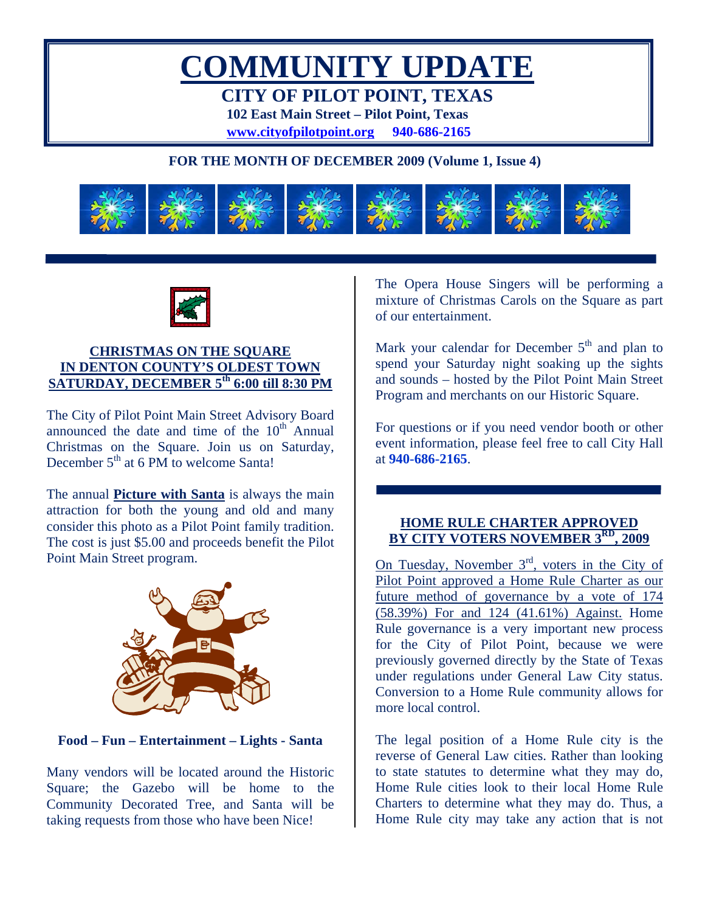# COMMUNITY UPDATE

## CITY OF PILOT POINT, TEXAS

**102 East Main Street – Pilot Point, Texas**

**www.cityofpilotpoint.org 940-686-2165**

**FOR THE MONTH OF DECEMBER 2009 (Volume 1, Issue 4)**

### CHRISTMAS ON THE SQUARE IN DENTON COUNTY'S OLDEST TOWN SATURDAY, DECEMBER 5th 6:00 till 8:30 PM

The City of Pilot Point Main Street Advisory Board announced the date and time of the 10th Annual Christmas on the Square. Join us on Saturday, December 5th at 6 PM to welcome Santa!

The annual **Picture with Santa** is always the main attraction for both the young and old and many consider this photo as a Pilot Point family tradition. The cost is just $5.00 and proceeds benefit the Pilot Point Main Street program.

**Food – Fun – Entertainment – Lights - Santa**

Many vendors will be located around the Historic Square; the Gazebo will be home to the Community Decorated Tree, and Santa will be taking requests from those who have been Nice!

The Opera House Singers will be performing a mixture of Christmas Carols on the Square as part of our entertainment.

Mark your calendar for December 5th and plan to spend your Saturday night soaking up the sights and sounds – hosted by the Pilot Point Main Street Program and merchants on our Historic Square.

For questions or if you need vendor booth or other event information, please feel free to call City Hall at **940-686-2165**.

### HOME RULE CHARTER APPROVED BY CITY VOTERS NOVEMBER 3RD, 2009

On Tuesday, November 3rd, voters in the City of Pilot Point approved a Home Rule Charter as our future method of governance by a vote of 174 (58.39%) For and 124 (41.61%) Against. Home Rule governance is a very important new process for the City of Pilot Point, because we were previously governed directly by the State of Texas under regulations under General Law City status. Conversion to a Home Rule community allows for more local control.

The legal position of a Home Rule city is the reverse of General Law cities. Rather than looking to state statutes to determine what they may do, Home Rule cities look to their local Home Rule Charters to determine what they may do. Thus, a Home Rule city may take any action that is not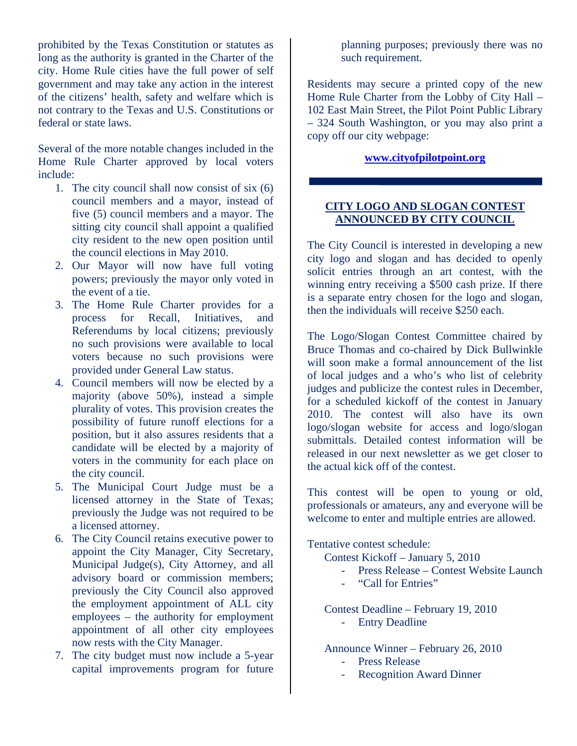prohibited by the Texas Constitution or statutes as long as the authority is granted in the Charter of the city. Home Rule cities have the full power of self government and may take any action in the interest of the citizens' health, safety and welfare which is not contrary to the Texas and U.S. Constitutions or federal or state laws.

Several of the more notable changes included in the Home Rule Charter approved by local voters include:

1. The city council shall now consist of six (6) council members and a mayor, instead of five (5) council members and a mayor. The sitting city council shall appoint a qualified city resident to the new open position until the council elections in May 2010.
2. Our Mayor will now have full voting powers; previously the mayor only voted in the event of a tie.
3. The Home Rule Charter provides for a process for Recall, Initiatives, and Referendums by local citizens; previously no such provisions were available to local voters because no such provisions were provided under General Law status.
4. Council members will now be elected by a majority (above 50%), instead a simple plurality of votes. This provision creates the possibility of future runoff elections for a position, but it also assures residents that a candidate will be elected by a majority of voters in the community for each place on the city council.
5. The Municipal Court Judge must be a licensed attorney in the State of Texas; previously the Judge was not required to be a licensed attorney.
6. The City Council retains executive power to appoint the City Manager, City Secretary, Municipal Judge(s), City Attorney, and all advisory board or commission members; previously the City Council also approved the employment appointment of ALL city employees – the authority for employment appointment of all other city employees now rests with the City Manager.
7. The city budget must now include a 5-year capital improvements program for future planning purposes; previously there was no such requirement.

Residents may secure a printed copy of the new Home Rule Charter from the Lobby of City Hall – 102 East Main Street, the Pilot Point Public Library – 324 South Washington, or you may also print a copy off our city webpage:

**www.cityofpilotpoint.org**

## CITY LOGO AND SLOGAN CONTEST ANNOUNCED BY CITY COUNCIL

The City Council is interested in developing a new city logo and slogan and has decided to openly solicit entries through an art contest, with the winning entry receiving a $500 cash prize. If there is a separate entry chosen for the logo and slogan, then the individuals will receive $250 each.

The Logo/Slogan Contest Committee chaired by Bruce Thomas and co-chaired by Dick Bullwinkle will soon make a formal announcement of the list of local judges and a who's who list of celebrity judges and publicize the contest rules in December, for a scheduled kickoff of the contest in January 2010. The contest will also have its own logo/slogan website for access and logo/slogan submittals. Detailed contest information will be released in our next newsletter as we get closer to the actual kick off of the contest.

This contest will be open to young or old, professionals or amateurs, any and everyone will be welcome to enter and multiple entries are allowed.

Tentative contest schedule:

Contest Kickoff – January 5, 2010
- Press Release – Contest Website Launch
- "Call for Entries"

Contest Deadline – February 19, 2010
- Entry Deadline

Announce Winner – February 26, 2010
- Press Release
- Recognition Award Dinner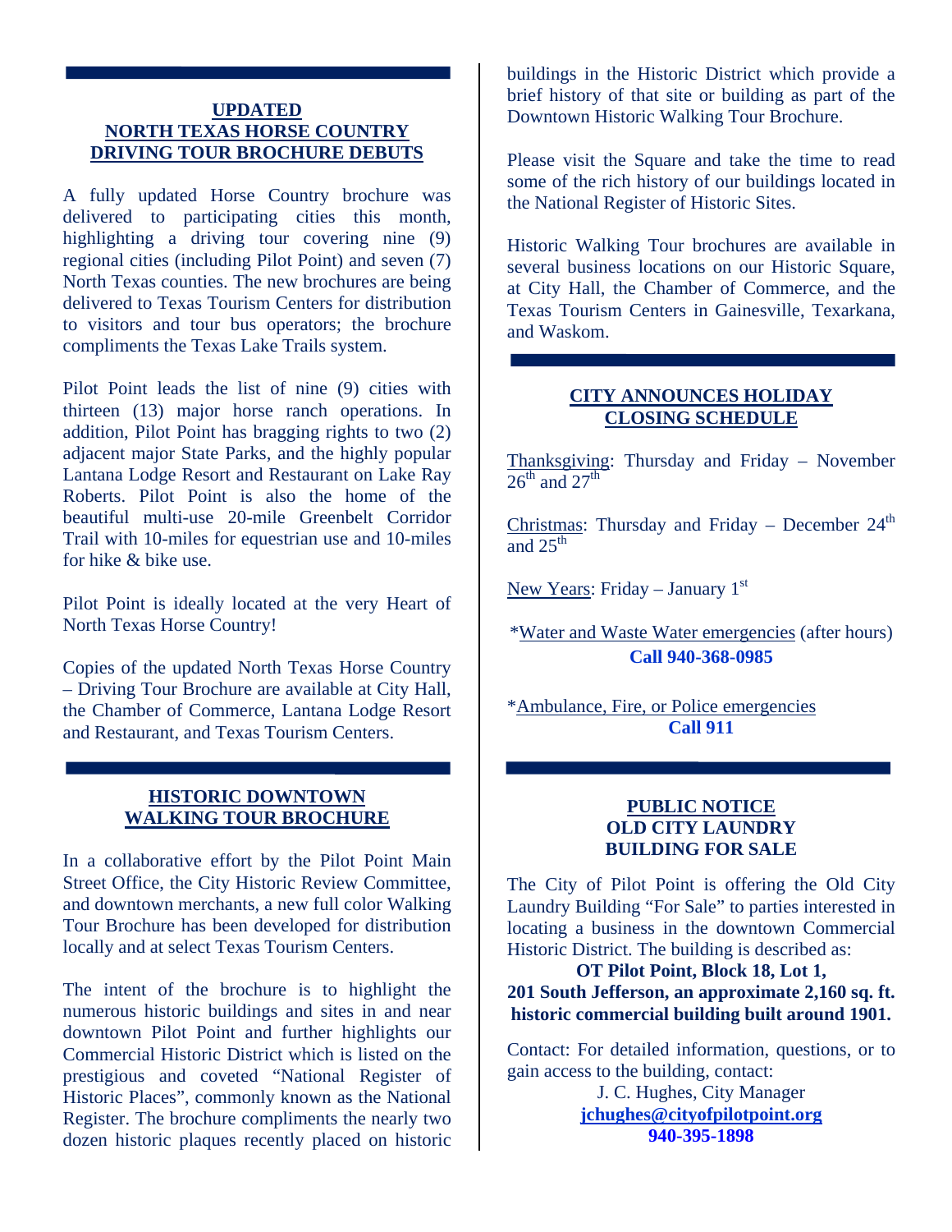## UPDATED NORTH TEXAS HORSE COUNTRY DRIVING TOUR BROCHURE DEBUTS

A fully updated Horse Country brochure was delivered to participating cities this month, highlighting a driving tour covering nine (9) regional cities (including Pilot Point) and seven (7) North Texas counties. The new brochures are being delivered to Texas Tourism Centers for distribution to visitors and tour bus operators; the brochure compliments the Texas Lake Trails system.

Pilot Point leads the list of nine (9) cities with thirteen (13) major horse ranch operations. In addition, Pilot Point has bragging rights to two (2) adjacent major State Parks, and the highly popular Lantana Lodge Resort and Restaurant on Lake Ray Roberts. Pilot Point is also the home of the beautiful multi-use 20-mile Greenbelt Corridor Trail with 10-miles for equestrian use and 10-miles for hike & bike use.

Pilot Point is ideally located at the very Heart of North Texas Horse Country!

Copies of the updated North Texas Horse Country – Driving Tour Brochure are available at City Hall, the Chamber of Commerce, Lantana Lodge Resort and Restaurant, and Texas Tourism Centers.

## HISTORIC DOWNTOWN WALKING TOUR BROCHURE

In a collaborative effort by the Pilot Point Main Street Office, the City Historic Review Committee, and downtown merchants, a new full color Walking Tour Brochure has been developed for distribution locally and at select Texas Tourism Centers.

The intent of the brochure is to highlight the numerous historic buildings and sites in and near downtown Pilot Point and further highlights our Commercial Historic District which is listed on the prestigious and coveted "National Register of Historic Places", commonly known as the National Register. The brochure compliments the nearly two dozen historic plaques recently placed on historic buildings in the Historic District which provide a brief history of that site or building as part of the Downtown Historic Walking Tour Brochure.

Please visit the Square and take the time to read some of the rich history of our buildings located in the National Register of Historic Sites.

Historic Walking Tour brochures are available in several business locations on our Historic Square, at City Hall, the Chamber of Commerce, and the Texas Tourism Centers in Gainesville, Texarkana, and Waskom.

## CITY ANNOUNCES HOLIDAY CLOSING SCHEDULE

Thanksgiving: Thursday and Friday – November 26th and 27th

Christmas: Thursday and Friday – December 24th and 25th

New Years: Friday – January 1st

*Water and Waste Water emergencies (after hours)
**Call 940-368-0985**

*Ambulance, Fire, or Police emergencies
**Call 911**

## PUBLIC NOTICE
## OLD CITY LAUNDRY BUILDING FOR SALE

The City of Pilot Point is offering the Old City Laundry Building "For Sale" to parties interested in locating a business in the downtown Commercial Historic District. The building is described as:

**OT Pilot Point, Block 18, Lot 1,**
**201 South Jefferson, an approximate 2,160 sq. ft. historic commercial building built around 1901.**

Contact: For detailed information, questions, or to gain access to the building, contact:

J. C. Hughes, City Manager
**jchughes@cityofpilotpoint.org**
**940-395-1898**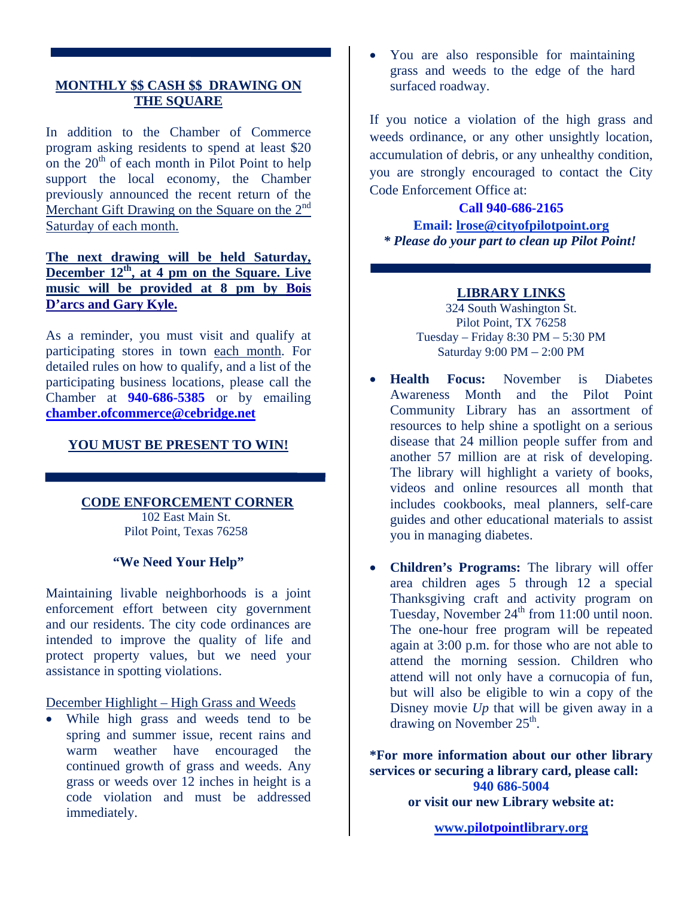## MONTHLY $$ CASH $$ DRAWING ON THE SQUARE

In addition to the Chamber of Commerce program asking residents to spend at least $20 on the 20th of each month in Pilot Point to help support the local economy, the Chamber previously announced the recent return of the Merchant Gift Drawing on the Square on the 2nd Saturday of each month.

**The next drawing will be held Saturday, December 12th, at 4 pm on the Square. Live music will be provided at 8 pm by Bois D'arcs and Gary Kyle.**

As a reminder, you must visit and qualify at participating stores in town each month. For detailed rules on how to qualify, and a list of the participating business locations, please call the Chamber at **940-686-5385** or by emailing **chamber.ofcommerce@cebridge.net**

**YOU MUST BE PRESENT TO WIN!**

## CODE ENFORCEMENT CORNER

102 East Main St.
Pilot Point, Texas 76258

**"We Need Your Help"**

Maintaining livable neighborhoods is a joint enforcement effort between city government and our residents. The city code ordinances are intended to improve the quality of life and protect property values, but we need your assistance in spotting violations.

December Highlight – High Grass and Weeds

- While high grass and weeds tend to be spring and summer issue, recent rains and warm weather have encouraged the continued growth of grass and weeds. Any grass or weeds over 12 inches in height is a code violation and must be addressed immediately.
- You are also responsible for maintaining grass and weeds to the edge of the hard surfaced roadway.

If you notice a violation of the high grass and weeds ordinance, or any other unsightly location, accumulation of debris, or any unhealthy condition, you are strongly encouraged to contact the City Code Enforcement Office at:

**Call 940-686-2165**
**Email: lrose@cityofpilotpoint.org**
***\* Please do your part to clean up Pilot Point!***

## LIBRARY LINKS

324 South Washington St.
Pilot Point, TX 76258
Tuesday – Friday 8:30 PM – 5:30 PM
Saturday 9:00 PM – 2:00 PM

- **Health Focus:** November is Diabetes Awareness Month and the Pilot Point Community Library has an assortment of resources to help shine a spotlight on a serious disease that 24 million people suffer from and another 57 million are at risk of developing. The library will highlight a variety of books, videos and online resources all month that includes cookbooks, meal planners, self-care guides and other educational materials to assist you in managing diabetes.
- **Children's Programs:** The library will offer area children ages 5 through 12 a special Thanksgiving craft and activity program on Tuesday, November 24th from 11:00 until noon. The one-hour free program will be repeated again at 3:00 p.m. for those who are not able to attend the morning session. Children who attend will not only have a cornucopia of fun, but will also be eligible to win a copy of the Disney movie *Up* that will be given away in a drawing on November 25th.

**\*For more information about our other library services or securing a library card, please call:**
**940 686-5004**
**or visit our new Library website at:**

**www.pilotpointlibrary.org**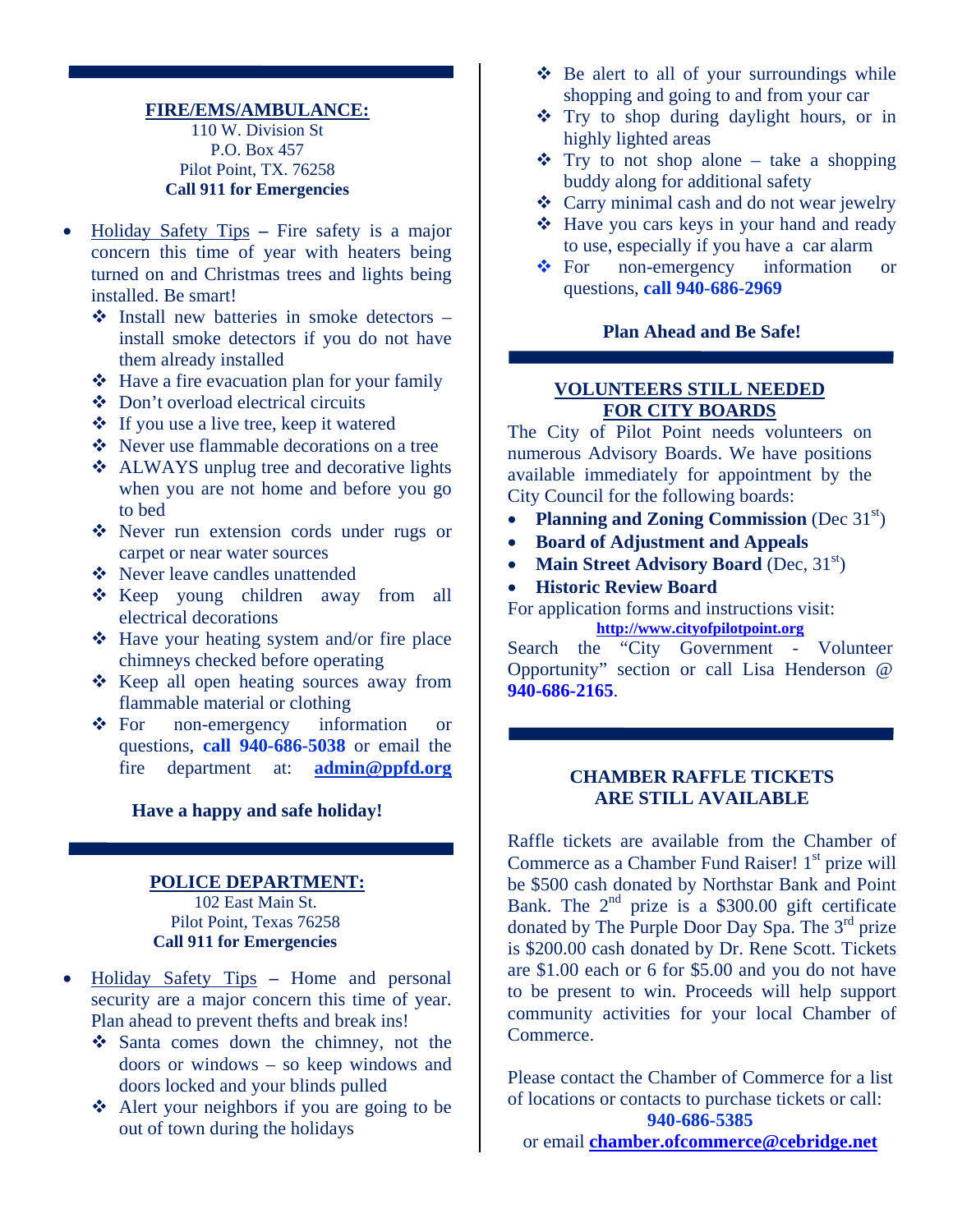**FIRE/EMS/AMBULANCE:**

110 W. Division St
P.O. Box 457
Pilot Point, TX. 76258
**Call 911 for Emergencies**

- Holiday Safety Tips **–** Fire safety is a major concern this time of year with heaters being turned on and Christmas trees and lights being installed. Be smart!
  - Install new batteries in smoke detectors – install smoke detectors if you do not have them already installed
  - Have a fire evacuation plan for your family
  - Don't overload electrical circuits
  - If you use a live tree, keep it watered
  - Never use flammable decorations on a tree
  - ALWAYS unplug tree and decorative lights when you are not home and before you go to bed
  - Never run extension cords under rugs or carpet or near water sources
  - Never leave candles unattended
  - Keep young children away from all electrical decorations
  - Have your heating system and/or fire place chimneys checked before operating
  - Keep all open heating sources away from flammable material or clothing
  - For non-emergency information or questions, **call 940-686-5038** or email the fire department at: **admin@ppfd.org**

**Have a happy and safe holiday!**

**POLICE DEPARTMENT:**

102 East Main St.
Pilot Point, Texas 76258
**Call 911 for Emergencies**

- Holiday Safety Tips **–** Home and personal security are a major concern this time of year. Plan ahead to prevent thefts and break ins!
  - Santa comes down the chimney, not the doors or windows – so keep windows and doors locked and your blinds pulled
  - Alert your neighbors if you are going to be out of town during the holidays
  - Be alert to all of your surroundings while shopping and going to and from your car
  - Try to shop during daylight hours, or in highly lighted areas
  - Try to not shop alone – take a shopping buddy along for additional safety
  - Carry minimal cash and do not wear jewelry
  - Have you cars keys in your hand and ready to use, especially if you have a car alarm
  - For non-emergency information or questions, **call 940-686-2969**

**Plan Ahead and Be Safe!**

**VOLUNTEERS STILL NEEDED FOR CITY BOARDS**

The City of Pilot Point needs volunteers on numerous Advisory Boards. We have positions available immediately for appointment by the City Council for the following boards:

- **Planning and Zoning Commission** (Dec 31st)
- **Board of Adjustment and Appeals**
- **Main Street Advisory Board** (Dec, 31st)
- **Historic Review Board**

For application forms and instructions visit:
**http://www.cityofpilotpoint.org**
Search the "City Government - Volunteer Opportunity" section or call Lisa Henderson @ **940-686-2165**.

**CHAMBER RAFFLE TICKETS ARE STILL AVAILABLE**

Raffle tickets are available from the Chamber of Commerce as a Chamber Fund Raiser! 1st prize will be $500 cash donated by Northstar Bank and Point Bank. The 2nd prize is a $300.00 gift certificate donated by The Purple Door Day Spa. The 3rd prize is $200.00 cash donated by Dr. Rene Scott. Tickets are $1.00 each or 6 for $5.00 and you do not have to be present to win. Proceeds will help support community activities for your local Chamber of Commerce.

Please contact the Chamber of Commerce for a list of locations or contacts to purchase tickets or call:
**940-686-5385**
or email **chamber.ofcommerce@cebridge.net**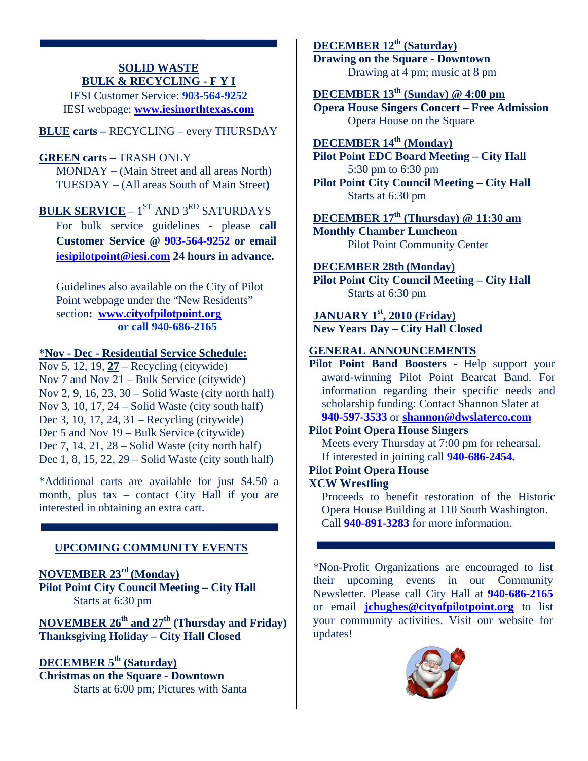## SOLID WASTE
## BULK & RECYCLING - F Y I

IESI Customer Service: **903-564-9252**
IESI webpage: **www.iesinorthtexas.com**

**BLUE carts –** RECYCLING – every THURSDAY

**GREEN carts –** TRASH ONLY
MONDAY – (Main Street and all areas North)
TUESDAY – (All areas South of Main Street)

**BULK SERVICE** – 1ST AND 3RD SATURDAYS

For bulk service guidelines - please **call Customer Service @ 903-564-9252 or email iesipilotpoint@iesi.com 24 hours in advance.**

Guidelines also available on the City of Pilot Point webpage under the "New Residents" section**: www.cityofpilotpoint.org or call 940-686-2165**

**\*Nov - Dec - Residential Service Schedule:**

Nov 5, 12, 19, **27** – Recycling (citywide)
Nov 7 and Nov 21 – Bulk Service (citywide)
Nov 2, 9, 16, 23, 30 – Solid Waste (city north half)
Nov 3, 10, 17, 24 – Solid Waste (city south half)
Dec 3, 10, 17, 24, 31 – Recycling (citywide)
Dec 5 and Nov 19 – Bulk Service (citywide)
Dec 7, 14, 21, 28 – Solid Waste (city north half)
Dec 1, 8, 15, 22, 29 – Solid Waste (city south half)

*Additional carts are available for just $4.50 a month, plus tax – contact City Hall if you are interested in obtaining an extra cart.

## UPCOMING COMMUNITY EVENTS

**NOVEMBER 23rd (Monday)**
**Pilot Point City Council Meeting – City Hall**
Starts at 6:30 pm

**NOVEMBER 26th and 27th (Thursday and Friday)**
**Thanksgiving Holiday – City Hall Closed**

**DECEMBER 5th (Saturday)**
**Christmas on the Square - Downtown**
Starts at 6:00 pm; Pictures with Santa

**DECEMBER 12th (Saturday)**
**Drawing on the Square - Downtown**
Drawing at 4 pm; music at 8 pm

**DECEMBER 13th (Sunday) @ 4:00 pm**
**Opera House Singers Concert – Free Admission**
Opera House on the Square

**DECEMBER 14th (Monday)**
**Pilot Point EDC Board Meeting – City Hall**
5:30 pm to 6:30 pm
**Pilot Point City Council Meeting – City Hall**
Starts at 6:30 pm

**DECEMBER 17th (Thursday) @ 11:30 am**
**Monthly Chamber Luncheon**
Pilot Point Community Center

**DECEMBER 28th (Monday)**
**Pilot Point City Council Meeting – City Hall**
Starts at 6:30 pm

**JANUARY 1st, 2010 (Friday)**
**New Years Day – City Hall Closed**

## GENERAL ANNOUNCEMENTS

**Pilot Point Band Boosters -** Help support your award-winning Pilot Point Bearcat Band. For information regarding their specific needs and scholarship funding: Contact Shannon Slater at **940-597-3533** or **shannon@dwslaterco.com**

**Pilot Point Opera House Singers**
Meets every Thursday at 7:00 pm for rehearsal. If interested in joining call **940-686-2454.**

**Pilot Point Opera House**
**XCW Wrestling**
Proceeds to benefit restoration of the Historic Opera House Building at 110 South Washington. Call **940-891-3283** for more information.

*Non-Profit Organizations are encouraged to list their upcoming events in our Community Newsletter. Please call City Hall at **940-686-2165** or email **jchughes@cityofpilotpoint.org** to list your community activities. Visit our website for updates!